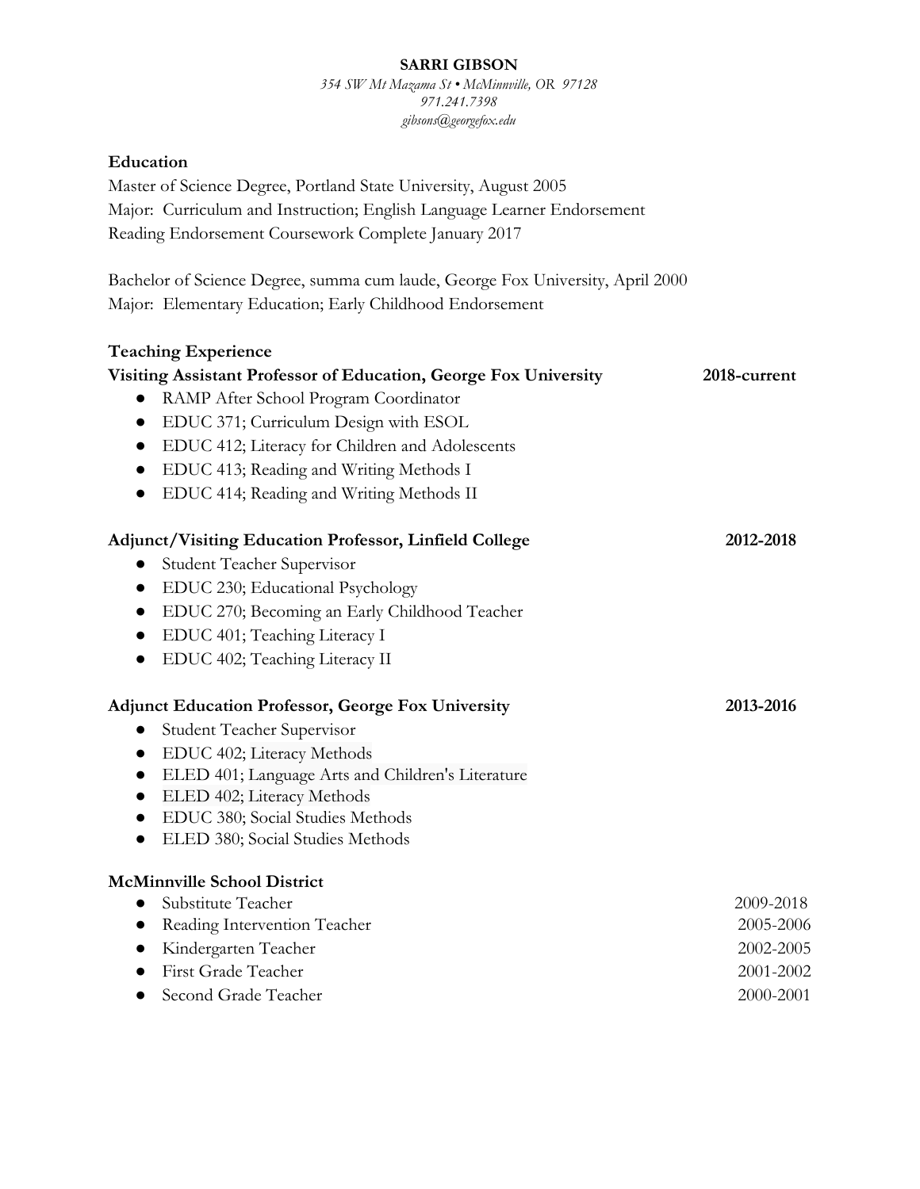# SARRI GIBSON

*354 SW Mt Mazama St • McMinnville, OR 97128*
*971.241.7398*
*gibsons@georgefox.edu*

## Education

Master of Science Degree, Portland State University, August 2005
Major: Curriculum and Instruction; English Language Learner Endorsement
Reading Endorsement Coursework Complete January 2017

Bachelor of Science Degree, summa cum laude, George Fox University, April 2000
Major: Elementary Education; Early Childhood Endorsement

## Teaching Experience

**Visiting Assistant Professor of Education, George Fox University** — **2018-current**

- RAMP After School Program Coordinator
- EDUC 371; Curriculum Design with ESOL
- EDUC 412; Literacy for Children and Adolescents
- EDUC 413; Reading and Writing Methods I
- EDUC 414; Reading and Writing Methods II

**Adjunct/Visiting Education Professor, Linfield College** — **2012-2018**

- Student Teacher Supervisor
- EDUC 230; Educational Psychology
- EDUC 270; Becoming an Early Childhood Teacher
- EDUC 401; Teaching Literacy I
- EDUC 402; Teaching Literacy II

**Adjunct Education Professor, George Fox University** — **2013-2016**

- Student Teacher Supervisor
- EDUC 402; Literacy Methods
- ELED 401; Language Arts and Children's Literature
- ELED 402; Literacy Methods
- EDUC 380; Social Studies Methods
- ELED 380; Social Studies Methods

**McMinnville School District**

- Substitute Teacher — 2009-2018
- Reading Intervention Teacher — 2005-2006
- Kindergarten Teacher — 2002-2005
- First Grade Teacher — 2001-2002
- Second Grade Teacher — 2000-2001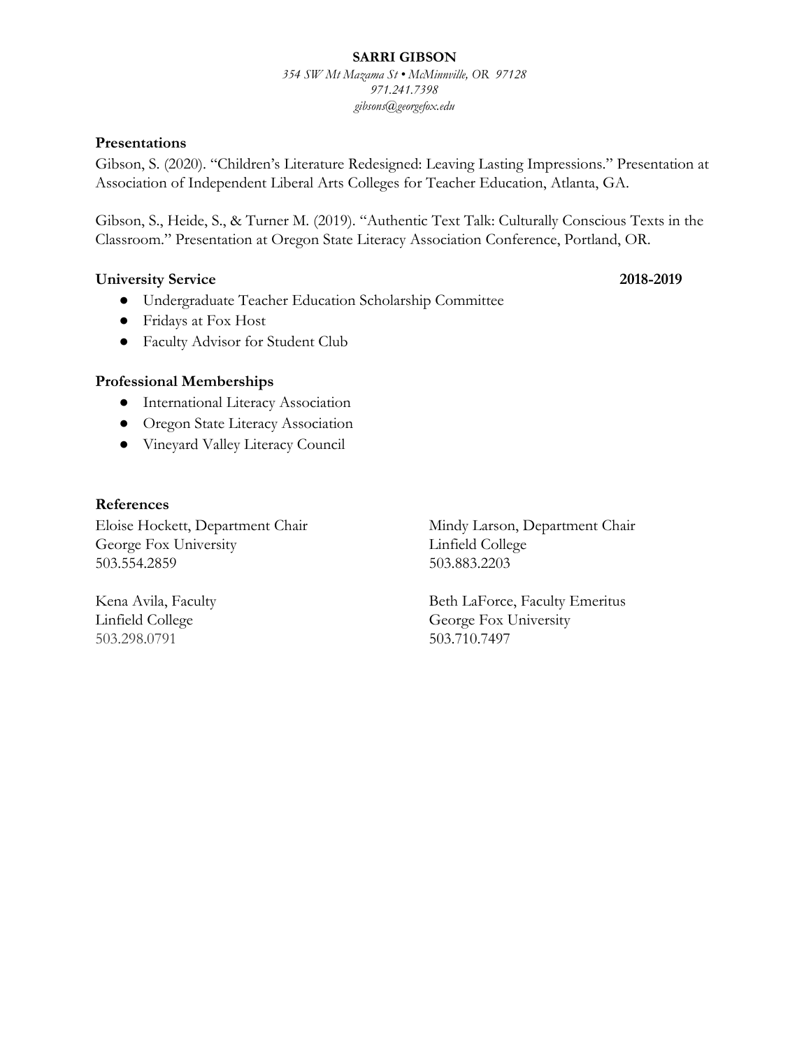**SARRI GIBSON**

*354 SW Mt Mazama St • McMinnville, OR 97128*
*971.241.7398*
*gibsons@georgefox.edu*

### Presentations

Gibson, S. (2020). "Children's Literature Redesigned: Leaving Lasting Impressions." Presentation at Association of Independent Liberal Arts Colleges for Teacher Education, Atlanta, GA.

Gibson, S., Heide, S., & Turner M. (2019). "Authentic Text Talk: Culturally Conscious Texts in the Classroom." Presentation at Oregon State Literacy Association Conference, Portland, OR.

### University Service — 2018-2019

- Undergraduate Teacher Education Scholarship Committee
- Fridays at Fox Host
- Faculty Advisor for Student Club

### Professional Memberships

- International Literacy Association
- Oregon State Literacy Association
- Vineyard Valley Literacy Council

### References

Eloise Hockett, Department Chair
George Fox University
503.554.2859

Mindy Larson, Department Chair
Linfield College
503.883.2203

Kena Avila, Faculty
Linfield College
503.298.0791

Beth LaForce, Faculty Emeritus
George Fox University
503.710.7497